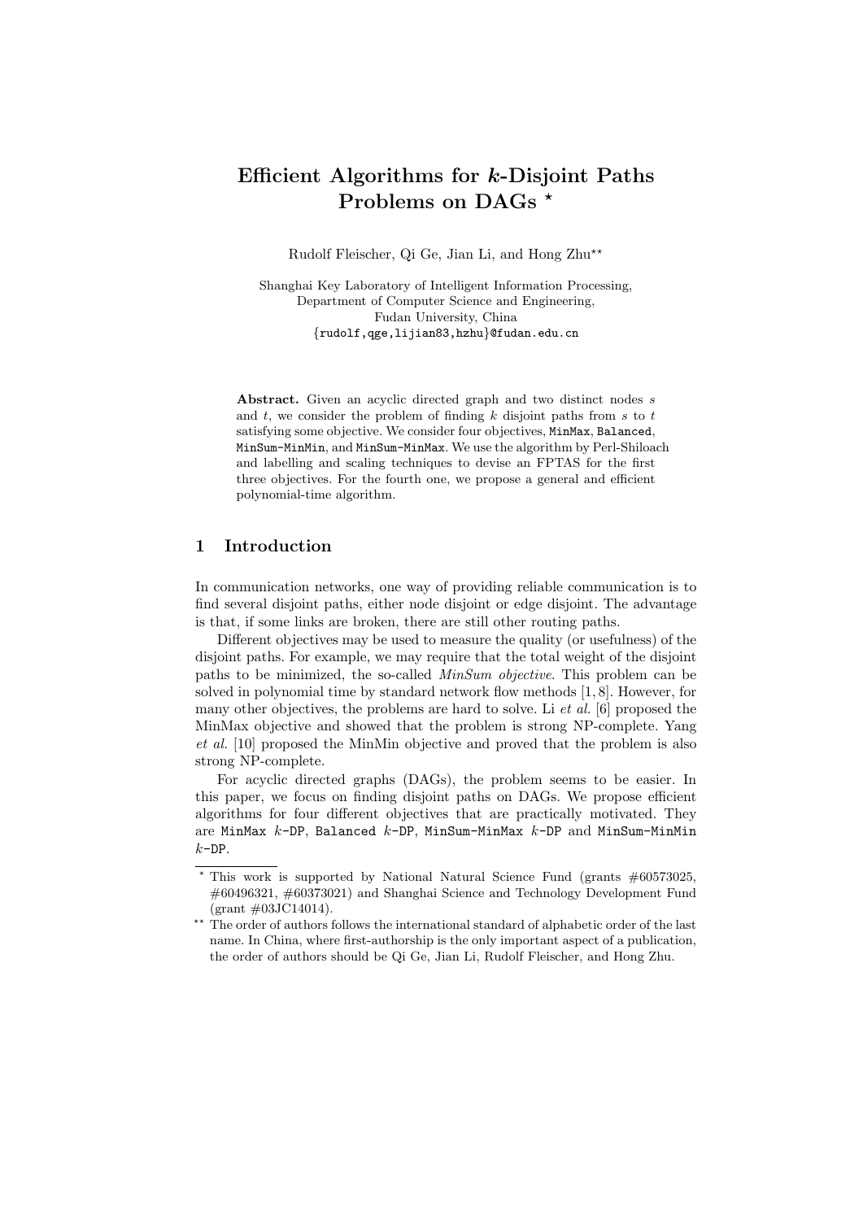# Efficient Algorithms for $k$-Disjoint Paths Problems on DAGs *

Rudolf Fleischer, Qi Ge, Jian Li, and Hong Zhu**

Shanghai Key Laboratory of Intelligent Information Processing,
Department of Computer Science and Engineering,
Fudan University, China
{rudolf,qge,lijian83,hzhu}@fudan.edu.cn

**Abstract.** Given an acyclic directed graph and two distinct nodes $s$ and $t$, we consider the problem of finding $k$ disjoint paths from $s$ to $t$ satisfying some objective. We consider four objectives, `MinMax`, `Balanced`, `MinSum-MinMin`, and `MinSum-MinMax`. We use the algorithm by Perl-Shiloach and labelling and scaling techniques to devise an FPTAS for the first three objectives. For the fourth one, we propose a general and efficient polynomial-time algorithm.

## 1 Introduction

In communication networks, one way of providing reliable communication is to find several disjoint paths, either node disjoint or edge disjoint. The advantage is that, if some links are broken, there are still other routing paths.

Different objectives may be used to measure the quality (or usefulness) of the disjoint paths. For example, we may require that the total weight of the disjoint paths to be minimized, the so-called *MinSum objective*. This problem can be solved in polynomial time by standard network flow methods [1, 8]. However, for many other objectives, the problems are hard to solve. Li *et al.* [6] proposed the MinMax objective and showed that the problem is strong NP-complete. Yang *et al.* [10] proposed the MinMin objective and proved that the problem is also strong NP-complete.

For acyclic directed graphs (DAGs), the problem seems to be easier. In this paper, we focus on finding disjoint paths on DAGs. We propose efficient algorithms for four different objectives that are practically motivated. They are `MinMax` $k$-`DP`, `Balanced` $k$-`DP`, `MinSum-MinMax` $k$-`DP` and `MinSum-MinMin` $k$-`DP`.

---

* This work is supported by National Natural Science Fund (grants #60573025, #60496321, #60373021) and Shanghai Science and Technology Development Fund (grant #03JC14014).

** The order of authors follows the international standard of alphabetic order of the last name. In China, where first-authorship is the only important aspect of a publication, the order of authors should be Qi Ge, Jian Li, Rudolf Fleischer, and Hong Zhu.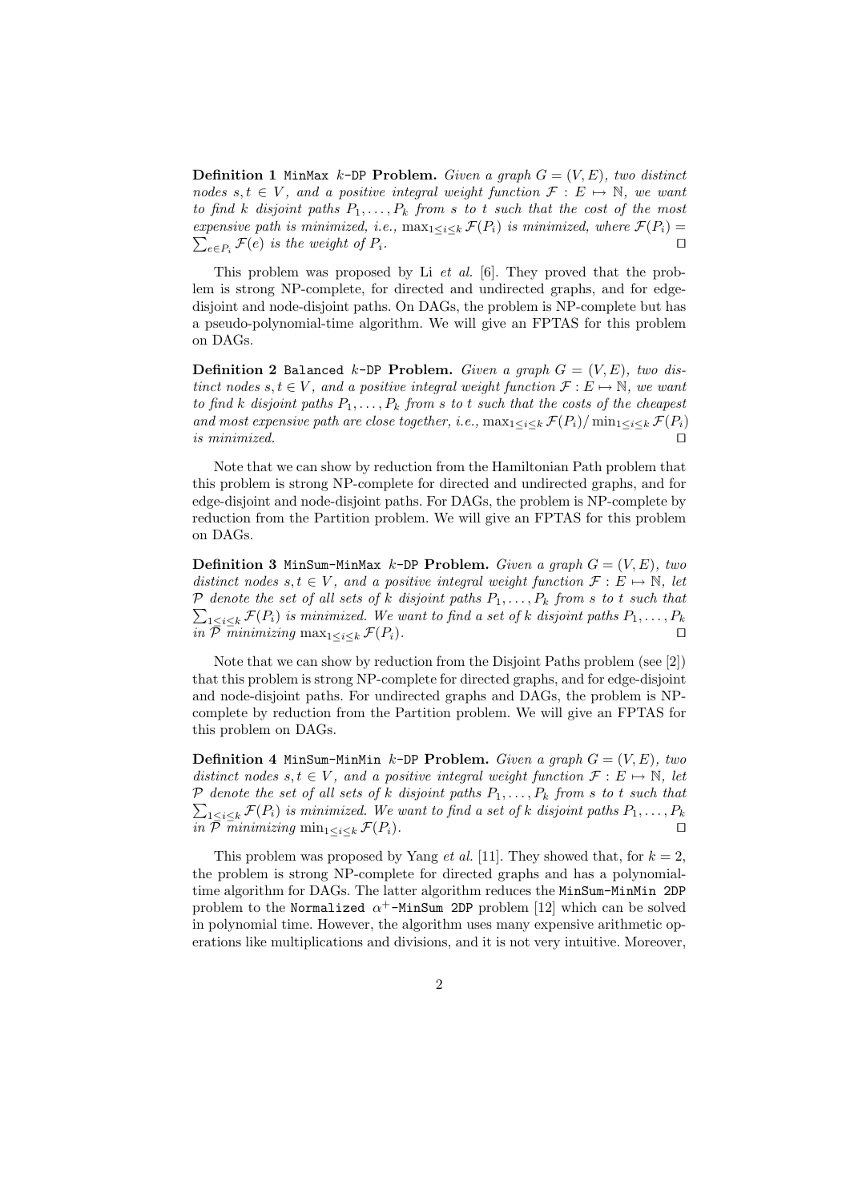**Definition 1** `MinMax` $k$-`DP` **Problem.** *Given a graph $G = (V, E)$, two distinct nodes $s, t \in V$, and a positive integral weight function $\mathcal{F} : E \mapsto \mathbb{N}$, we want to find $k$ disjoint paths $P_1, \ldots, P_k$ from $s$ to $t$ such that the cost of the most expensive path is minimized, i.e., $\max_{1 \leq i \leq k} \mathcal{F}(P_i)$ is minimized, where $\mathcal{F}(P_i) = \sum_{e \in P_i} \mathcal{F}(e)$ is the weight of $P_i$.* □

This problem was proposed by Li *et al.* [6]. They proved that the problem is strong NP-complete, for directed and undirected graphs, and for edge-disjoint and node-disjoint paths. On DAGs, the problem is NP-complete but has a pseudo-polynomial-time algorithm. We will give an FPTAS for this problem on DAGs.

**Definition 2** `Balanced` $k$-`DP` **Problem.** *Given a graph $G = (V, E)$, two distinct nodes $s, t \in V$, and a positive integral weight function $\mathcal{F} : E \mapsto \mathbb{N}$, we want to find $k$ disjoint paths $P_1, \ldots, P_k$ from $s$ to $t$ such that the costs of the cheapest and most expensive path are close together, i.e., $\max_{1 \leq i \leq k} \mathcal{F}(P_i) / \min_{1 \leq i \leq k} \mathcal{F}(P_i)$ is minimized.* □

Note that we can show by reduction from the Hamiltonian Path problem that this problem is strong NP-complete for directed and undirected graphs, and for edge-disjoint and node-disjoint paths. For DAGs, the problem is NP-complete by reduction from the Partition problem. We will give an FPTAS for this problem on DAGs.

**Definition 3** `MinSum-MinMax` $k$-`DP` **Problem.** *Given a graph $G = (V, E)$, two distinct nodes $s, t \in V$, and a positive integral weight function $\mathcal{F} : E \mapsto \mathbb{N}$, let $\mathcal{P}$ denote the set of all sets of $k$ disjoint paths $P_1, \ldots, P_k$ from $s$ to $t$ such that $\sum_{1 \leq i \leq k} \mathcal{F}(P_i)$ is minimized. We want to find a set of $k$ disjoint paths $P_1, \ldots, P_k$ in $\mathcal{P}$ minimizing $\max_{1 \leq i \leq k} \mathcal{F}(P_i)$.* □

Note that we can show by reduction from the Disjoint Paths problem (see [2]) that this problem is strong NP-complete for directed graphs, and for edge-disjoint and node-disjoint paths. For undirected graphs and DAGs, the problem is NP-complete by reduction from the Partition problem. We will give an FPTAS for this problem on DAGs.

**Definition 4** `MinSum-MinMin` $k$-`DP` **Problem.** *Given a graph $G = (V, E)$, two distinct nodes $s, t \in V$, and a positive integral weight function $\mathcal{F} : E \mapsto \mathbb{N}$, let $\mathcal{P}$ denote the set of all sets of $k$ disjoint paths $P_1, \ldots, P_k$ from $s$ to $t$ such that $\sum_{1 \leq i \leq k} \mathcal{F}(P_i)$ is minimized. We want to find a set of $k$ disjoint paths $P_1, \ldots, P_k$ in $\mathcal{P}$ minimizing $\min_{1 \leq i \leq k} \mathcal{F}(P_i)$.* □

This problem was proposed by Yang *et al.* [11]. They showed that, for $k = 2$, the problem is strong NP-complete for directed graphs and has a polynomial-time algorithm for DAGs. The latter algorithm reduces the `MinSum-MinMin 2DP` problem to the `Normalized` $\alpha^+$`-MinSum 2DP` problem [12] which can be solved in polynomial time. However, the algorithm uses many expensive arithmetic operations like multiplications and divisions, and it is not very intuitive. Moreover,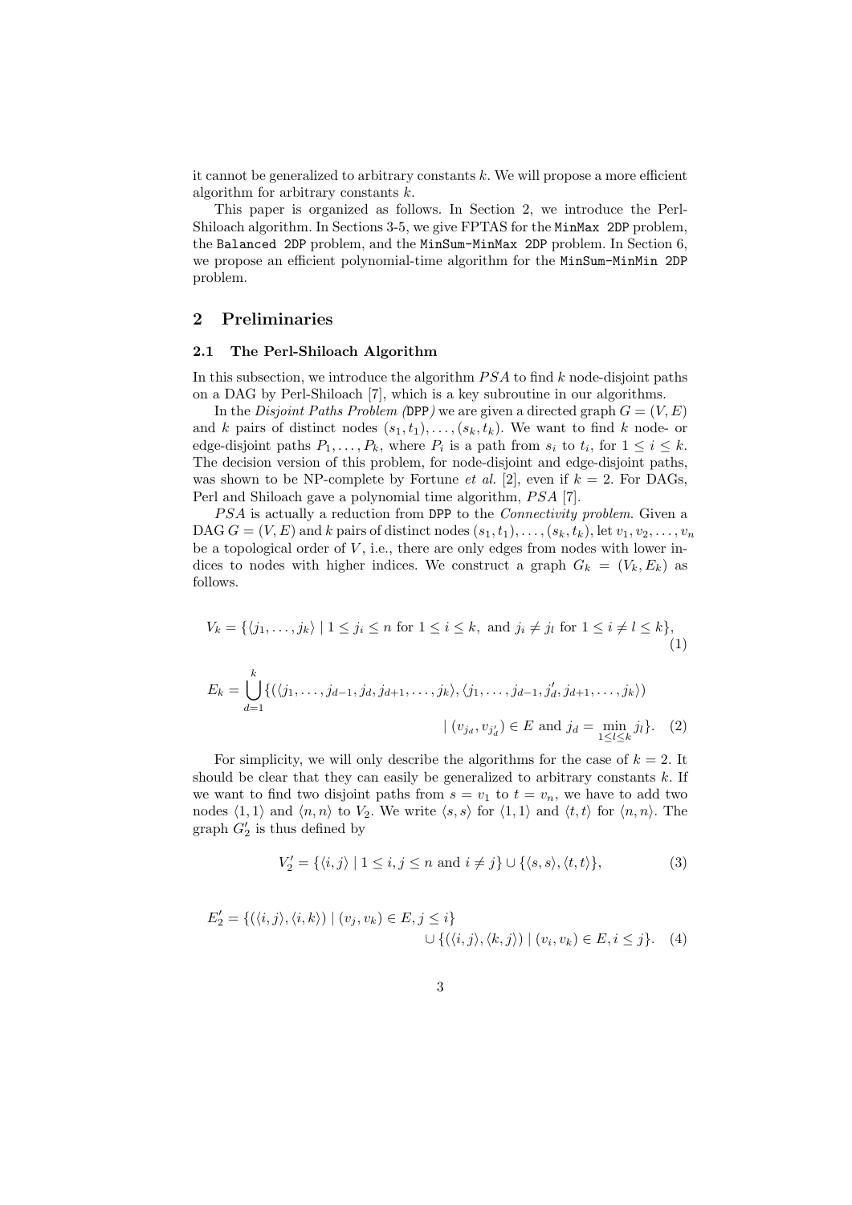it cannot be generalized to arbitrary constants $k$. We will propose a more efficient algorithm for arbitrary constants $k$.

This paper is organized as follows. In Section 2, we introduce the Perl-Shiloach algorithm. In Sections 3-5, we give FPTAS for the `MinMax 2DP` problem, the `Balanced 2DP` problem, and the `MinSum-MinMax 2DP` problem. In Section 6, we propose an efficient polynomial-time algorithm for the `MinSum-MinMin 2DP` problem.

## 2 Preliminaries

### 2.1 The Perl-Shiloach Algorithm

In this subsection, we introduce the algorithm $PSA$ to find $k$ node-disjoint paths on a DAG by Perl-Shiloach [7], which is a key subroutine in our algorithms.

In the *Disjoint Paths Problem (*`DPP`*)* we are given a directed graph $G = (V, E)$ and $k$ pairs of distinct nodes $(s_1, t_1), \ldots, (s_k, t_k)$. We want to find $k$ node- or edge-disjoint paths $P_1, \ldots, P_k$, where $P_i$ is a path from $s_i$ to $t_i$, for $1 \leq i \leq k$. The decision version of this problem, for node-disjoint and edge-disjoint paths, was shown to be NP-complete by Fortune *et al.* [2], even if $k = 2$. For DAGs, Perl and Shiloach gave a polynomial time algorithm, $PSA$ [7].

$PSA$ is actually a reduction from `DPP` to the *Connectivity problem*. Given a DAG $G = (V, E)$ and $k$ pairs of distinct nodes $(s_1, t_1), \ldots, (s_k, t_k)$, let $v_1, v_2, \ldots, v_n$ be a topological order of $V$, i.e., there are only edges from nodes with lower indices to nodes with higher indices. We construct a graph $G_k = (V_k, E_k)$ as follows.

$$V_k = \{\langle j_1, \ldots, j_k \rangle \mid 1 \leq j_i \leq n \text{ for } 1 \leq i \leq k, \text{ and } j_i \neq j_l \text{ for } 1 \leq i \neq l \leq k\}, \tag{1}$$

$$E_k = \bigcup_{d=1}^{k} \{(\langle j_1, \ldots, j_{d-1}, j_d, j_{d+1}, \ldots, j_k \rangle, \langle j_1, \ldots, j_{d-1}, j'_d, j_{d+1}, \ldots, j_k \rangle) \mid (v_{j_d}, v_{j'_d}) \in E \text{ and } j_d = \min_{1 \leq l \leq k} j_l\}. \tag{2}$$

For simplicity, we will only describe the algorithms for the case of $k = 2$. It should be clear that they can easily be generalized to arbitrary constants $k$. If we want to find two disjoint paths from $s = v_1$ to $t = v_n$, we have to add two nodes $\langle 1, 1 \rangle$ and $\langle n, n \rangle$ to $V_2$. We write $\langle s, s \rangle$ for $\langle 1, 1 \rangle$ and $\langle t, t \rangle$ for $\langle n, n \rangle$. The graph $G'_2$ is thus defined by

$$V'_2 = \{\langle i, j \rangle \mid 1 \leq i, j \leq n \text{ and } i \neq j\} \cup \{\langle s, s \rangle, \langle t, t \rangle\}, \tag{3}$$

$$E'_2 = \{(\langle i, j \rangle, \langle i, k \rangle) \mid (v_j, v_k) \in E, j \leq i\} \cup \{(\langle i, j \rangle, \langle k, j \rangle) \mid (v_i, v_k) \in E, i \leq j\}. \tag{4}$$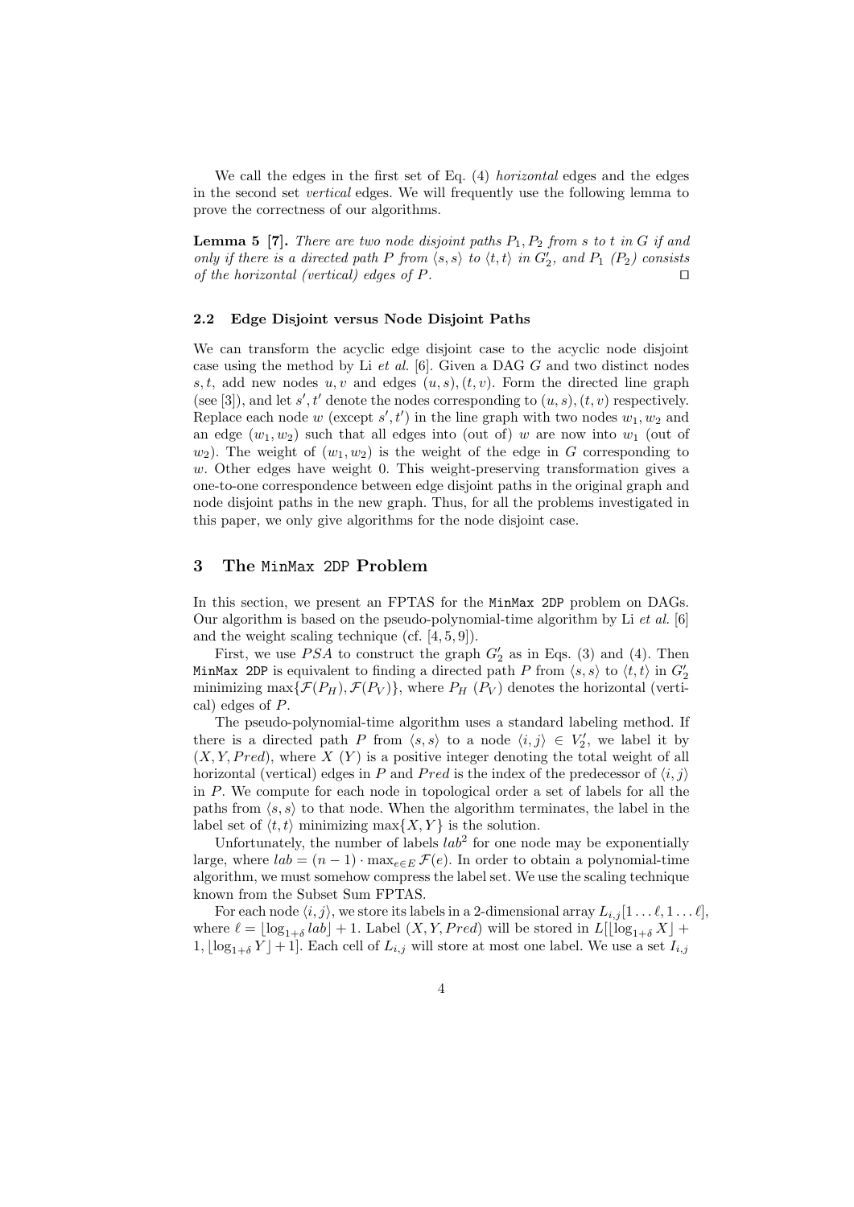We call the edges in the first set of Eq. (4) *horizontal* edges and the edges in the second set *vertical* edges. We will frequently use the following lemma to prove the correctness of our algorithms.

**Lemma 5 [7].** *There are two node disjoint paths $P_1, P_2$ from $s$ to $t$ in $G$ if and only if there is a directed path $P$ from $\langle s, s\rangle$ to $\langle t, t\rangle$ in $G_2'$, and $P_1$ ($P_2$) consists of the horizontal (vertical) edges of $P$.* □

### 2.2 Edge Disjoint versus Node Disjoint Paths

We can transform the acyclic edge disjoint case to the acyclic node disjoint case using the method by Li *et al.* [6]. Given a DAG $G$ and two distinct nodes $s, t$, add new nodes $u, v$ and edges $(u, s), (t, v)$. Form the directed line graph (see [3]), and let $s', t'$ denote the nodes corresponding to $(u, s), (t, v)$ respectively. Replace each node $w$ (except $s', t'$) in the line graph with two nodes $w_1, w_2$ and an edge $(w_1, w_2)$ such that all edges into (out of) $w$ are now into $w_1$ (out of $w_2$). The weight of $(w_1, w_2)$ is the weight of the edge in $G$ corresponding to $w$. Other edges have weight 0. This weight-preserving transformation gives a one-to-one correspondence between edge disjoint paths in the original graph and node disjoint paths in the new graph. Thus, for all the problems investigated in this paper, we only give algorithms for the node disjoint case.

## 3 The `MinMax 2DP` Problem

In this section, we present an FPTAS for the `MinMax 2DP` problem on DAGs. Our algorithm is based on the pseudo-polynomial-time algorithm by Li *et al.* [6] and the weight scaling technique (cf. [4, 5, 9]).

First, we use $PSA$ to construct the graph $G_2'$ as in Eqs. (3) and (4). Then `MinMax 2DP` is equivalent to finding a directed path $P$ from $\langle s, s\rangle$ to $\langle t, t\rangle$ in $G_2'$ minimizing $\max\{\mathcal{F}(P_H), \mathcal{F}(P_V)\}$, where $P_H$ ($P_V$) denotes the horizontal (vertical) edges of $P$.

The pseudo-polynomial-time algorithm uses a standard labeling method. If there is a directed path $P$ from $\langle s, s\rangle$ to a node $\langle i, j\rangle \in V_2'$, we label it by $(X, Y, Pred)$, where $X$ ($Y$) is a positive integer denoting the total weight of all horizontal (vertical) edges in $P$ and $Pred$ is the index of the predecessor of $\langle i, j\rangle$ in $P$. We compute for each node in topological order a set of labels for all the paths from $\langle s, s\rangle$ to that node. When the algorithm terminates, the label in the label set of $\langle t, t\rangle$ minimizing $\max\{X, Y\}$ is the solution.

Unfortunately, the number of labels $lab^2$ for one node may be exponentially large, where $lab = (n-1) \cdot \max_{e \in E} \mathcal{F}(e)$. In order to obtain a polynomial-time algorithm, we must somehow compress the label set. We use the scaling technique known from the Subset Sum FPTAS.

For each node $\langle i, j\rangle$, we store its labels in a 2-dimensional array $L_{i,j}[1 \ldots \ell, 1 \ldots \ell]$, where $\ell = \lfloor \log_{1+\delta} lab \rfloor + 1$. Label $(X, Y, Pred)$ will be stored in $L[\lfloor \log_{1+\delta} X \rfloor + 1, \lfloor \log_{1+\delta} Y \rfloor + 1]$. Each cell of $L_{i,j}$ will store at most one label. We use a set $I_{i,j}$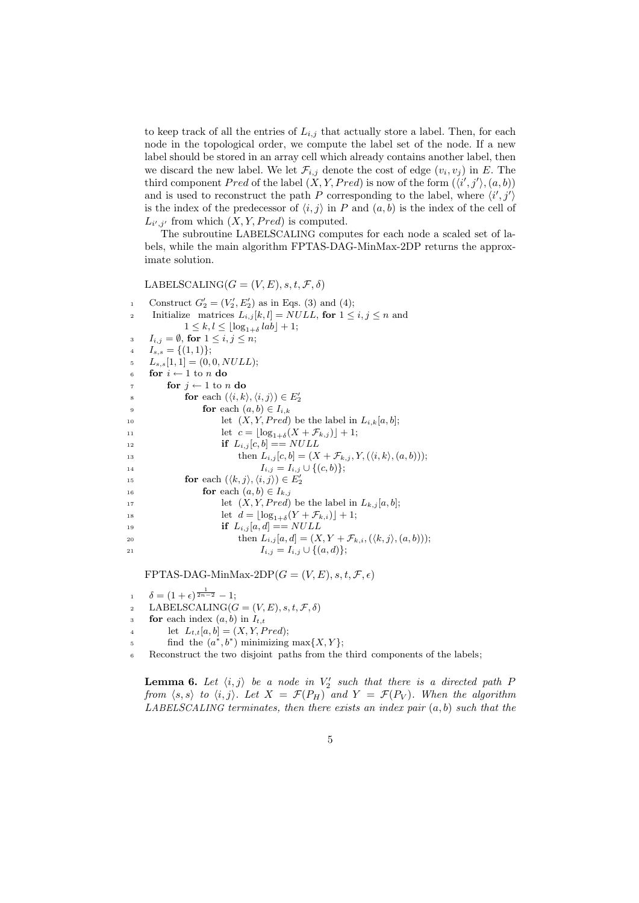to keep track of all the entries of $L_{i,j}$ that actually store a label. Then, for each node in the topological order, we compute the label set of the node. If a new label should be stored in an array cell which already contains another label, then we discard the new label. We let $\mathcal{F}_{i,j}$ denote the cost of edge $(v_i, v_j)$ in $E$. The third component $Pred$ of the label $(X, Y, Pred)$ is now of the form $(\langle i', j' \rangle, (a, b))$ and is used to reconstruct the path $P$ corresponding to the label, where $\langle i', j' \rangle$ is the index of the predecessor of $\langle i, j \rangle$ in $P$ and $(a, b)$ is the index of the cell of $L_{i',j'}$ from which $(X, Y, Pred)$ is computed.

The subroutine LABELSCALING computes for each node a scaled set of labels, while the main algorithm FPTAS-DAG-MinMax-2DP returns the approximate solution.

LABELSCALING$(G = (V, E), s, t, \mathcal{F}, \delta)$

```
1   Construct G'_2 = (V'_2, E'_2) as in Eqs. (3) and (4);
2   Initialize matrices L_{i,j}[k,l] = NULL, for 1 ≤ i,j ≤ n and
        1 ≤ k,l ≤ ⌊log_{1+δ} lab⌋ + 1;
3   I_{i,j} = ∅, for 1 ≤ i,j ≤ n;
4   I_{s,s} = {(1,1)};
5   L_{s,s}[1,1] = (0, 0, NULL);
6   for i ← 1 to n do
7       for j ← 1 to n do
8           for each (⟨i,k⟩, ⟨i,j⟩) ∈ E'_2
9               for each (a,b) ∈ I_{i,k}
10                  let (X, Y, Pred) be the label in L_{i,k}[a,b];
11                  let c = ⌊log_{1+δ}(X + F_{k,j})⌋ + 1;
12                  if L_{i,j}[c,b] == NULL
13                      then L_{i,j}[c,b] = (X + F_{k,j}, Y, (⟨i,k⟩, (a,b)));
14                           I_{i,j} = I_{i,j} ∪ {(c,b)};
15          for each (⟨k,j⟩, ⟨i,j⟩) ∈ E'_2
16              for each (a,b) ∈ I_{k,j}
17                  let (X, Y, Pred) be the label in L_{k,j}[a,b];
18                  let d = ⌊log_{1+δ}(Y + F_{k,i})⌋ + 1;
19                  if L_{i,j}[a,d] == NULL
20                      then L_{i,j}[a,d] = (X, Y + F_{k,i}, (⟨k,j⟩, (a,b)));
21                           I_{i,j} = I_{i,j} ∪ {(a,d)};
```

FPTAS-DAG-MinMax-2DP$(G = (V, E), s, t, \mathcal{F}, \epsilon)$

```
1   δ = (1 + ε)^{1/(2n−2)} − 1;
2   LABELSCALING(G = (V, E), s, t, F, δ)
3   for each index (a,b) in I_{t,t}
4       let L_{t,t}[a,b] = (X, Y, Pred);
5       find the (a*, b*) minimizing max{X, Y};
6   Reconstruct the two disjoint paths from the third components of the labels;
```

**Lemma 6.** *Let $\langle i, j \rangle$ be a node in $V'_2$ such that there is a directed path $P$ from $\langle s, s \rangle$ to $\langle i, j \rangle$. Let $X = \mathcal{F}(P_H)$ and $Y = \mathcal{F}(P_V)$. When the algorithm LABELSCALING terminates, then there exists an index pair $(a, b)$ such that the*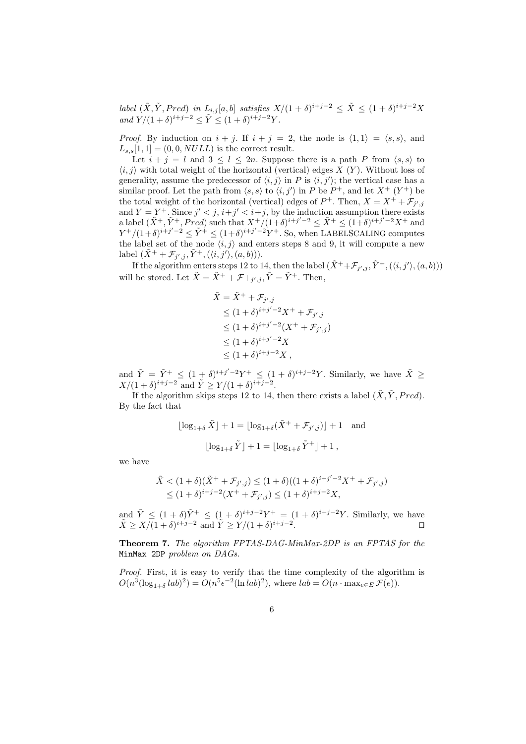*label* $(\tilde{X}, \tilde{Y}, Pred)$ *in* $L_{i,j}[a,b]$ *satisfies* $X/(1+\delta)^{i+j-2} \le \tilde{X} \le (1+\delta)^{i+j-2}X$ *and* $Y/(1+\delta)^{i+j-2} \le \tilde{Y} \le (1+\delta)^{i+j-2}Y$.

*Proof.* By induction on $i+j$. If $i+j=2$, the node is $\langle 1,1\rangle = \langle s,s\rangle$, and $L_{s,s}[1,1] = (0,0,NULL)$ is the correct result.

Let $i+j=l$ and $3 \le l \le 2n$. Suppose there is a path $P$ from $\langle s,s\rangle$ to $\langle i,j\rangle$ with total weight of the horizontal (vertical) edges $X$ ($Y$). Without loss of generality, assume the predecessor of $\langle i,j\rangle$ in $P$ is $\langle i,j'\rangle$; the vertical case has a similar proof. Let the path from $\langle s,s\rangle$ to $\langle i,j'\rangle$ in $P$ be $P^+$, and let $X^+$ ($Y^+$) be the total weight of the horizontal (vertical) edges of $P^+$. Then, $X = X^+ + \mathcal{F}_{j',j}$ and $Y = Y^+$. Since $j' < j$, $i+j' < i+j$, by the induction assumption there exists a label $(\tilde{X}^+, \tilde{Y}^+, Pred)$ such that $X^+/(1+\delta)^{i+j'-2} \le \tilde{X}^+ \le (1+\delta)^{i+j'-2}X^+$ and $Y^+/(1+\delta)^{i+j'-2} \le \tilde{Y}^+ \le (1+\delta)^{i+j'-2}Y^+$. So, when LABELSCALING computes the label set of the node $\langle i,j\rangle$ and enters steps 8 and 9, it will compute a new label $(\tilde{X}^+ + \mathcal{F}_{j',j}, \tilde{Y}^+, (\langle i,j'\rangle, (a,b)))$.

If the algorithm enters steps 12 to 14, then the label $(\tilde{X}^+ + \mathcal{F}_{j',j}, \tilde{Y}^+, (\langle i,j'\rangle, (a,b)))$ will be stored. Let $\tilde{X} = \tilde{X}^+ + \mathcal{F}+_{j',j}, \tilde{Y} = \tilde{Y}^+$. Then,

$$
\begin{aligned}
\tilde{X} &= \tilde{X}^+ + \mathcal{F}_{j',j} \\
&\le (1+\delta)^{i+j'-2}X^+ + \mathcal{F}_{j',j} \\
&\le (1+\delta)^{i+j'-2}(X^+ + \mathcal{F}_{j',j}) \\
&\le (1+\delta)^{i+j'-2}X \\
&\le (1+\delta)^{i+j-2}X\,,
\end{aligned}
$$

and $\tilde{Y} = \tilde{Y}^+ \le (1+\delta)^{i+j'-2}Y^+ \le (1+\delta)^{i+j-2}Y$. Similarly, we have $\tilde{X} \ge X/(1+\delta)^{i+j-2}$ and $\tilde{Y} \ge Y/(1+\delta)^{i+j-2}$.

If the algorithm skips steps 12 to 14, then there exists a label $(\tilde{X}, \tilde{Y}, Pred)$. By the fact that

$$
\lfloor \log_{1+\delta} \tilde{X} \rfloor + 1 = \lfloor \log_{1+\delta}(\tilde{X}^+ + \mathcal{F}_{j',j}) \rfloor + 1 \quad \text{and}
$$

$$
\lfloor \log_{1+\delta} \tilde{Y} \rfloor + 1 = \lfloor \log_{1+\delta} \tilde{Y}^+ \rfloor + 1\,,
$$

we have

$$
\begin{aligned}
\tilde{X} &< (1+\delta)(\tilde{X}^+ + \mathcal{F}_{j',j}) \le (1+\delta)((1+\delta)^{i+j'-2}X^+ + \mathcal{F}_{j',j}) \\
&\le (1+\delta)^{i+j-2}(X^+ + \mathcal{F}_{j',j}) \le (1+\delta)^{i+j-2}X,
\end{aligned}
$$

and $\tilde{Y} \le (1+\delta)\tilde{Y}^+ \le (1+\delta)^{i+j-2}Y^+ = (1+\delta)^{i+j-2}Y$. Similarly, we have $\tilde{X} \ge X/(1+\delta)^{i+j-2}$ and $\tilde{Y} \ge Y/(1+\delta)^{i+j-2}$. ◻

**Theorem 7.** *The algorithm FPTAS-DAG-MinMax-2DP is an FPTAS for the* `MinMax 2DP` *problem on DAGs.*

*Proof.* First, it is easy to verify that the time complexity of the algorithm is $O(n^3(\log_{1+\delta} lab)^2) = O(n^5\epsilon^{-2}(\ln lab)^2)$, where $lab = O(n \cdot \max_{e\in E}\mathcal{F}(e))$.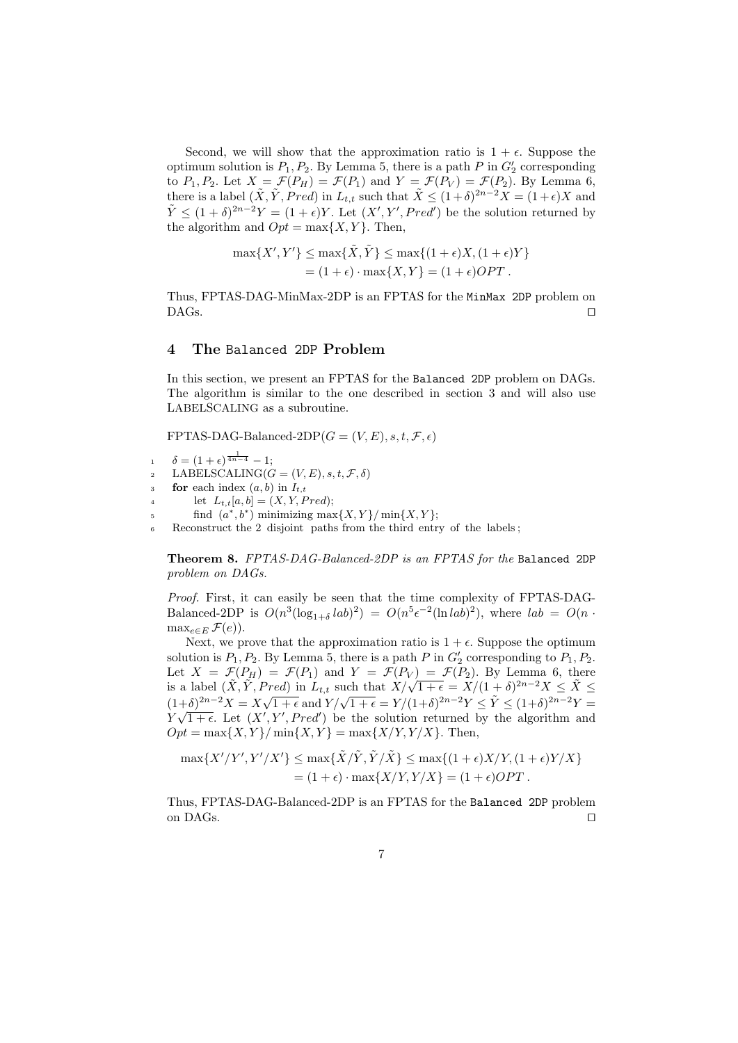Second, we will show that the approximation ratio is $1 + \epsilon$. Suppose the optimum solution is $P_1, P_2$. By Lemma 5, there is a path $P$ in $G_2'$ corresponding to $P_1, P_2$. Let $X = \mathcal{F}(P_H) = \mathcal{F}(P_1)$ and $Y = \mathcal{F}(P_V) = \mathcal{F}(P_2)$. By Lemma 6, there is a label $(\tilde{X}, \tilde{Y}, Pred)$ in $L_{t,t}$ such that $\tilde{X} \le (1+\delta)^{2n-2}X = (1+\epsilon)X$ and $\tilde{Y} \le (1+\delta)^{2n-2}Y = (1+\epsilon)Y$. Let $(X', Y', Pred')$ be the solution returned by the algorithm and $Opt = \max\{X, Y\}$. Then,

$$\max\{X', Y'\} \le \max\{\tilde{X}, \tilde{Y}\} \le \max\{(1+\epsilon)X, (1+\epsilon)Y\}$$
$$= (1+\epsilon) \cdot \max\{X, Y\} = (1+\epsilon)OPT .$$

Thus, FPTAS-DAG-MinMax-2DP is an FPTAS for the MinMax 2DP problem on DAGs. ◻

## 4 The Balanced 2DP Problem

In this section, we present an FPTAS for the Balanced 2DP problem on DAGs. The algorithm is similar to the one described in section 3 and will also use LABELSCALING as a subroutine.

FPTAS-DAG-Balanced-2DP$(G = (V, E), s, t, \mathcal{F}, \epsilon)$

```
1  δ = (1 + ε)^(1/(4n−4)) − 1;
2  LABELSCALING(G = (V, E), s, t, F, δ)
3  for each index (a, b) in I_{t,t}
4      let L_{t,t}[a, b] = (X, Y, Pred);
5      find (a*, b*) minimizing max{X, Y}/ min{X, Y};
6  Reconstruct the 2 disjoint paths from the third entry of the labels;
```

**Theorem 8.** *FPTAS-DAG-Balanced-2DP is an FPTAS for the* Balanced 2DP *problem on DAGs.*

*Proof.* First, it can easily be seen that the time complexity of FPTAS-DAG-Balanced-2DP is $O(n^3(\log_{1+\delta} lab)^2) = O(n^5\epsilon^{-2}(\ln lab)^2)$, where $lab = O(n \cdot \max_{e\in E} \mathcal{F}(e))$.

Next, we prove that the approximation ratio is $1 + \epsilon$. Suppose the optimum solution is $P_1, P_2$. By Lemma 5, there is a path $P$ in $G_2'$ corresponding to $P_1, P_2$. Let $X = \mathcal{F}(P_H) = \mathcal{F}(P_1)$ and $Y = \mathcal{F}(P_V) = \mathcal{F}(P_2)$. By Lemma 6, there is a label $(\tilde{X}, \tilde{Y}, Pred)$ in $L_{t,t}$ such that $X/\sqrt{1+\epsilon} = X/(1+\delta)^{2n-2}X \le \tilde{X} \le (1+\delta)^{2n-2}X = X\sqrt{1+\epsilon}$ and $Y/\sqrt{1+\epsilon} = Y/(1+\delta)^{2n-2}Y \le \tilde{Y} \le (1+\delta)^{2n-2}Y = Y\sqrt{1+\epsilon}$. Let $(X', Y', Pred')$ be the solution returned by the algorithm and $Opt = \max\{X, Y\}/\min\{X, Y\} = \max\{X/Y, Y/X\}$. Then,

$$\max\{X'/Y', Y'/X'\} \le \max\{\tilde{X}/\tilde{Y}, \tilde{Y}/\tilde{X}\} \le \max\{(1+\epsilon)X/Y, (1+\epsilon)Y/X\}$$
$$= (1+\epsilon) \cdot \max\{X/Y, Y/X\} = (1+\epsilon)OPT .$$

Thus, FPTAS-DAG-Balanced-2DP is an FPTAS for the Balanced 2DP problem on DAGs. ◻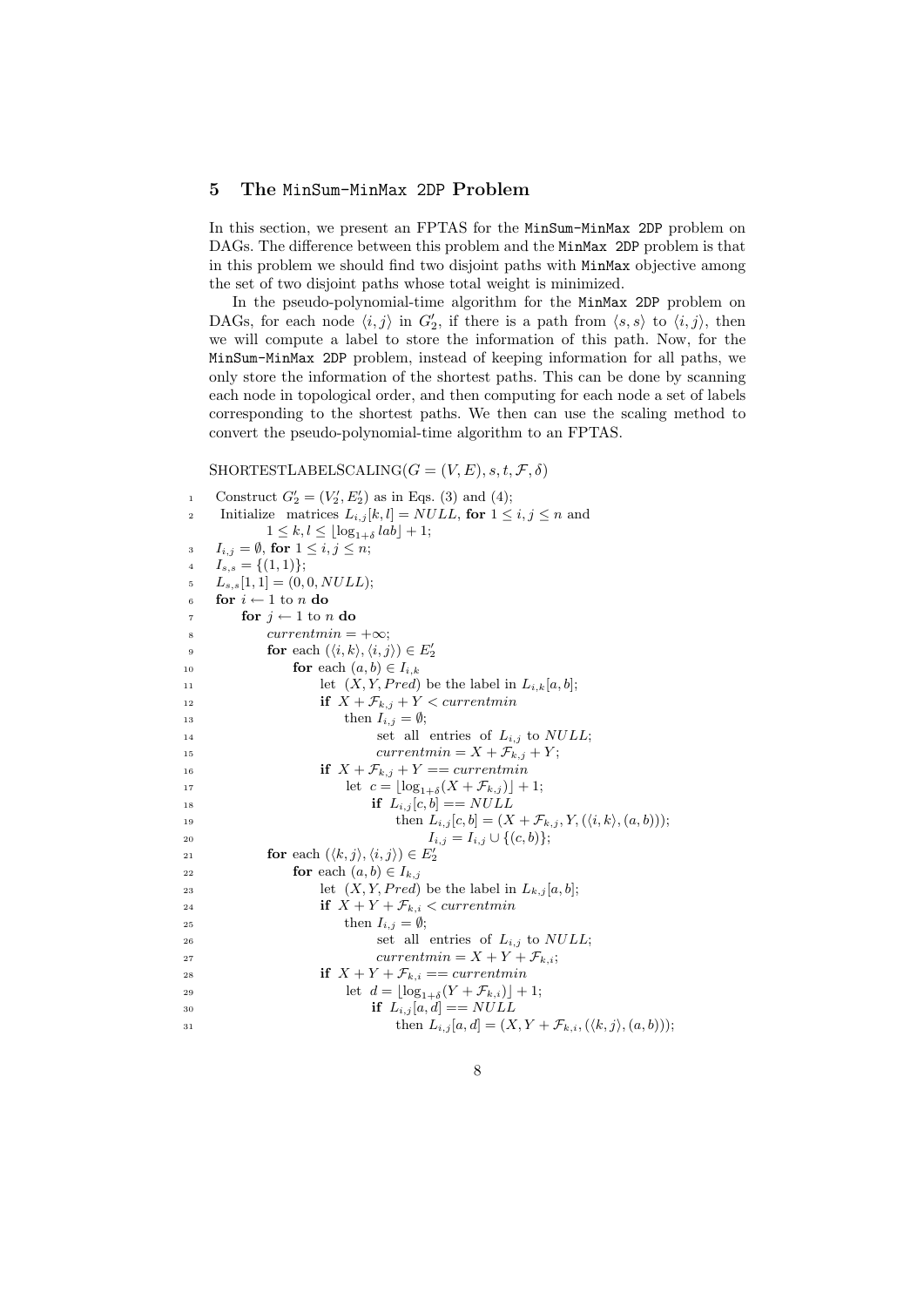## 5 The `MinSum-MinMax 2DP` Problem

In this section, we present an FPTAS for the `MinSum-MinMax 2DP` problem on DAGs. The difference between this problem and the `MinMax 2DP` problem is that in this problem we should find two disjoint paths with `MinMax` objective among the set of two disjoint paths whose total weight is minimized.

In the pseudo-polynomial-time algorithm for the `MinMax 2DP` problem on DAGs, for each node $\langle i, j \rangle$ in $G_2'$, if there is a path from $\langle s, s \rangle$ to $\langle i, j \rangle$, then we will compute a label to store the information of this path. Now, for the `MinSum-MinMax 2DP` problem, instead of keeping information for all paths, we only store the information of the shortest paths. This can be done by scanning each node in topological order, and then computing for each node a set of labels corresponding to the shortest paths. We then can use the scaling method to convert the pseudo-polynomial-time algorithm to an FPTAS.

SHORTESTLABELSCALING$(G = (V, E), s, t, \mathcal{F}, \delta)$

```
1   Construct G'_2 = (V'_2, E'_2) as in Eqs. (3) and (4);
2   Initialize matrices L_{i,j}[k,l] = NULL, for 1 ≤ i,j ≤ n and
        1 ≤ k,l ≤ ⌊log_{1+δ} lab⌋ + 1;
3   I_{i,j} = ∅, for 1 ≤ i,j ≤ n;
4   I_{s,s} = {(1,1)};
5   L_{s,s}[1,1] = (0, 0, NULL);
6   for i ← 1 to n do
7       for j ← 1 to n do
8           currentmin = +∞;
9           for each (⟨i,k⟩, ⟨i,j⟩) ∈ E'_2
10              for each (a,b) ∈ I_{i,k}
11                  let (X, Y, Pred) be the label in L_{i,k}[a,b];
12                  if X + F_{k,j} + Y < currentmin
13                      then I_{i,j} = ∅;
14                          set all entries of L_{i,j} to NULL;
15                          currentmin = X + F_{k,j} + Y;
16                  if X + F_{k,j} + Y == currentmin
17                      let c = ⌊log_{1+δ}(X + F_{k,j})⌋ + 1;
18                          if L_{i,j}[c,b] == NULL
19                              then L_{i,j}[c,b] = (X + F_{k,j}, Y, (⟨i,k⟩, (a,b)));
20                                  I_{i,j} = I_{i,j} ∪ {(c,b)};
21          for each (⟨k,j⟩, ⟨i,j⟩) ∈ E'_2
22              for each (a,b) ∈ I_{k,j}
23                  let (X, Y, Pred) be the label in L_{k,j}[a,b];
24                  if X + Y + F_{k,i} < currentmin
25                      then I_{i,j} = ∅;
26                          set all entries of L_{i,j} to NULL;
27                          currentmin = X + Y + F_{k,i};
28                  if X + Y + F_{k,i} == currentmin
29                      let d = ⌊log_{1+δ}(Y + F_{k,i})⌋ + 1;
30                          if L_{i,j}[a,d] == NULL
31                              then L_{i,j}[a,d] = (X, Y + F_{k,i}, (⟨k,j⟩, (a,b)));
```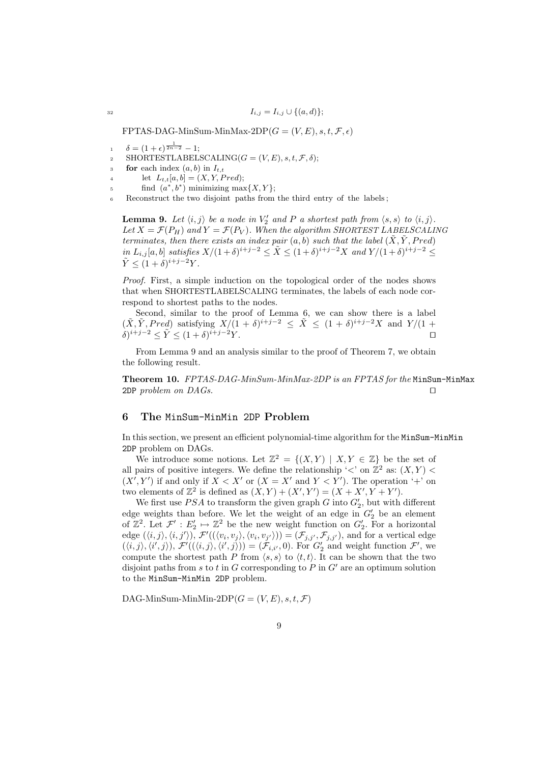```
32          I_{i,j} = I_{i,j} ∪ {(a, d)};
```

FPTAS-DAG-MinSum-MinMax-2DP($G = (V, E), s, t, \mathcal{F}, \epsilon$)

```
1   δ = (1 + ε)^{1/(2n−2)} − 1;
2   SHORTESTLABELSCALING(G = (V, E), s, t, F, δ);
3   for each index (a, b) in I_{t,t}
4       let L_{t,t}[a, b] = (X, Y, Pred);
5       find (a*, b*) minimizing max{X, Y};
6   Reconstruct the two disjoint paths from the third entry of the labels;
```

**Lemma 9.** *Let $\langle i, j\rangle$ be a node in $V_2'$ and $P$ a shortest path from $\langle s, s\rangle$ to $\langle i, j\rangle$. Let $X = \mathcal{F}(P_H)$ and $Y = \mathcal{F}(P_V)$. When the algorithm SHORTEST LABELSCALING terminates, then there exists an index pair $(a, b)$ such that the label $(\tilde{X}, \tilde{Y}, Pred)$ in $L_{i,j}[a, b]$ satisfies $X/(1+\delta)^{i+j-2} \le \tilde{X} \le (1+\delta)^{i+j-2}X$ and $Y/(1+\delta)^{i+j-2} \le \tilde{Y} \le (1+\delta)^{i+j-2}Y$.*

*Proof.* First, a simple induction on the topological order of the nodes shows that when SHORTESTLABELSCALING terminates, the labels of each node correspond to shortest paths to the nodes.

Second, similar to the proof of Lemma 6, we can show there is a label $(\tilde{X}, \tilde{Y}, Pred)$ satisfying $X/(1+\delta)^{i+j-2} \le \tilde{X} \le (1+\delta)^{i+j-2}X$ and $Y/(1+\delta)^{i+j-2} \le \tilde{Y} \le (1+\delta)^{i+j-2}Y$. □

From Lemma 9 and an analysis similar to the proof of Theorem 7, we obtain the following result.

**Theorem 10.** *FPTAS-DAG-MinSum-MinMax-2DP is an FPTAS for the* `MinSum-MinMax 2DP` *problem on DAGs.* □

## 6 The `MinSum-MinMin 2DP` Problem

In this section, we present an efficient polynomial-time algorithm for the `MinSum-MinMin 2DP` problem on DAGs.

We introduce some notions. Let $\mathbb{Z}^2 = \{(X, Y) \mid X, Y \in \mathbb{Z}\}$ be the set of all pairs of positive integers. We define the relationship '$<$' on $\mathbb{Z}^2$ as: $(X, Y) < (X', Y')$ if and only if $X < X'$ or ($X = X'$ and $Y < Y'$). The operation '+' on two elements of $\mathbb{Z}^2$ is defined as $(X, Y) + (X', Y') = (X + X', Y + Y')$.

We first use $PSA$ to transform the given graph $G$ into $G_2'$, but with different edge weights than before. We let the weight of an edge in $G_2'$ be an element of $\mathbb{Z}^2$. Let $\mathcal{F}' : E_2' \mapsto \mathbb{Z}^2$ be the new weight function on $G_2'$. For a horizontal edge $(\langle i, j\rangle, \langle i, j'\rangle)$, $\mathcal{F}'((\langle v_i, v_j\rangle, \langle v_i, v_{j'}\rangle)) = (\mathcal{F}_{j,j'}, \mathcal{F}_{j,j'})$, and for a vertical edge $(\langle i, j\rangle, \langle i', j\rangle)$, $\mathcal{F}'((\langle i, j\rangle, \langle i', j\rangle)) = (\mathcal{F}_{i,i'}, 0)$. For $G_2'$ and weight function $\mathcal{F}'$, we compute the shortest path $P$ from $\langle s, s\rangle$ to $\langle t, t\rangle$. It can be shown that the two disjoint paths from $s$ to $t$ in $G$ corresponding to $P$ in $G'$ are an optimum solution to the `MinSum-MinMin 2DP` problem.

DAG-MinSum-MinMin-2DP($G = (V, E), s, t, \mathcal{F}$)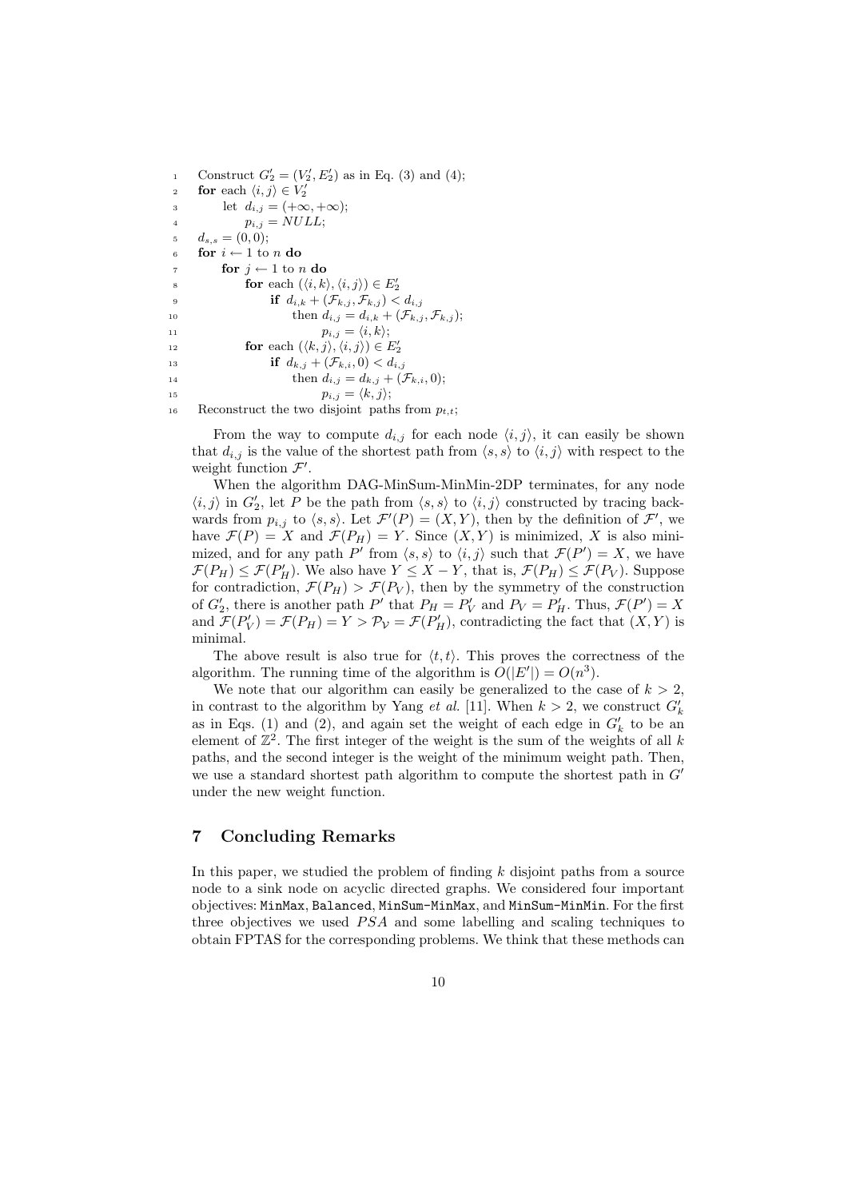```
1   Construct G'_2 = (V'_2, E'_2) as in Eq. (3) and (4);
2   for each ⟨i, j⟩ ∈ V'_2
3       let d_{i,j} = (+∞, +∞);
4           p_{i,j} = NULL;
5   d_{s,s} = (0, 0);
6   for i ← 1 to n do
7       for j ← 1 to n do
8           for each (⟨i, k⟩, ⟨i, j⟩) ∈ E'_2
9               if d_{i,k} + (F_{k,j}, F_{k,j}) < d_{i,j}
10                  then d_{i,j} = d_{i,k} + (F_{k,j}, F_{k,j});
11                      p_{i,j} = ⟨i, k⟩;
12          for each (⟨k, j⟩, ⟨i, j⟩) ∈ E'_2
13              if d_{k,j} + (F_{k,i}, 0) < d_{i,j}
14                  then d_{i,j} = d_{k,j} + (F_{k,i}, 0);
15                      p_{i,j} = ⟨k, j⟩;
16  Reconstruct the two disjoint paths from p_{t,t};
```

From the way to compute $d_{i,j}$ for each node $\langle i, j \rangle$, it can easily be shown that $d_{i,j}$ is the value of the shortest path from $\langle s, s \rangle$ to $\langle i, j \rangle$ with respect to the weight function $\mathcal{F}'$.

When the algorithm DAG-MinSum-MinMin-2DP terminates, for any node $\langle i, j \rangle$ in $G'_2$, let $P$ be the path from $\langle s, s \rangle$ to $\langle i, j \rangle$ constructed by tracing backwards from $p_{i,j}$ to $\langle s, s \rangle$. Let $\mathcal{F}'(P) = (X, Y)$, then by the definition of $\mathcal{F}'$, we have $\mathcal{F}(P) = X$ and $\mathcal{F}(P_H) = Y$. Since $(X, Y)$ is minimized, $X$ is also minimized, and for any path $P'$ from $\langle s, s \rangle$ to $\langle i, j \rangle$ such that $\mathcal{F}(P') = X$, we have $\mathcal{F}(P_H) \leq \mathcal{F}(P'_H)$. We also have $Y \leq X - Y$, that is, $\mathcal{F}(P_H) \leq \mathcal{F}(P_V)$. Suppose for contradiction, $\mathcal{F}(P_H) > \mathcal{F}(P_V)$, then by the symmetry of the construction of $G'_2$, there is another path $P'$ that $P_H = P'_V$ and $P_V = P'_H$. Thus, $\mathcal{F}(P') = X$ and $\mathcal{F}(P'_V) = \mathcal{F}(P_H) = Y > \mathcal{P_V} = \mathcal{F}(P'_H)$, contradicting the fact that $(X, Y)$ is minimal.

The above result is also true for $\langle t, t \rangle$. This proves the correctness of the algorithm. The running time of the algorithm is $O(|E'|) = O(n^3)$.

We note that our algorithm can easily be generalized to the case of $k > 2$, in contrast to the algorithm by Yang *et al.* [11]. When $k > 2$, we construct $G'_k$ as in Eqs. (1) and (2), and again set the weight of each edge in $G'_k$ to be an element of $\mathbb{Z}^2$. The first integer of the weight is the sum of the weights of all $k$ paths, and the second integer is the weight of the minimum weight path. Then, we use a standard shortest path algorithm to compute the shortest path in $G'$ under the new weight function.

## 7 Concluding Remarks

In this paper, we studied the problem of finding $k$ disjoint paths from a source node to a sink node on acyclic directed graphs. We considered four important objectives: MinMax, Balanced, MinSum-MinMax, and MinSum-MinMin. For the first three objectives we used $PSA$ and some labelling and scaling techniques to obtain FPTAS for the corresponding problems. We think that these methods can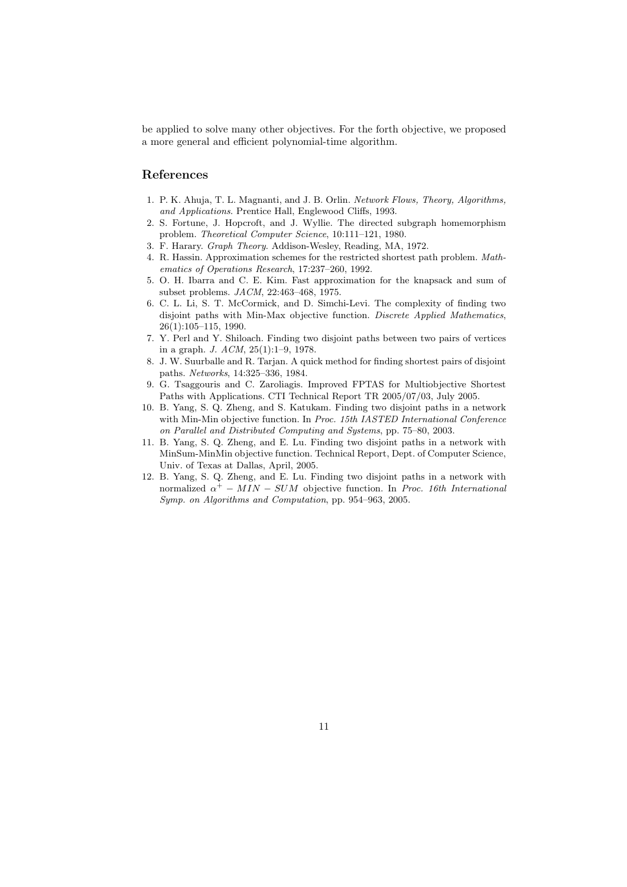be applied to solve many other objectives. For the forth objective, we proposed a more general and efficient polynomial-time algorithm.

## References

1. P. K. Ahuja, T. L. Magnanti, and J. B. Orlin. *Network Flows, Theory, Algorithms, and Applications*. Prentice Hall, Englewood Cliffs, 1993.
2. S. Fortune, J. Hopcroft, and J. Wyllie. The directed subgraph homemorphism problem. *Theoretical Computer Science*, 10:111–121, 1980.
3. F. Harary. *Graph Theory*. Addison-Wesley, Reading, MA, 1972.
4. R. Hassin. Approximation schemes for the restricted shortest path problem. *Mathematics of Operations Research*, 17:237–260, 1992.
5. O. H. Ibarra and C. E. Kim. Fast approximation for the knapsack and sum of subset problems. *JACM*, 22:463–468, 1975.
6. C. L. Li, S. T. McCormick, and D. Simchi-Levi. The complexity of finding two disjoint paths with Min-Max objective function. *Discrete Applied Mathematics*, 26(1):105–115, 1990.
7. Y. Perl and Y. Shiloach. Finding two disjoint paths between two pairs of vertices in a graph. *J. ACM*, 25(1):1–9, 1978.
8. J. W. Suurballe and R. Tarjan. A quick method for finding shortest pairs of disjoint paths. *Networks*, 14:325–336, 1984.
9. G. Tsaggouris and C. Zaroliagis. Improved FPTAS for Multiobjective Shortest Paths with Applications. CTI Technical Report TR 2005/07/03, July 2005.
10. B. Yang, S. Q. Zheng, and S. Katukam. Finding two disjoint paths in a network with Min-Min objective function. In *Proc. 15th IASTED International Conference on Parallel and Distributed Computing and Systems*, pp. 75–80, 2003.
11. B. Yang, S. Q. Zheng, and E. Lu. Finding two disjoint paths in a network with MinSum-MinMin objective function. Technical Report, Dept. of Computer Science, Univ. of Texas at Dallas, April, 2005.
12. B. Yang, S. Q. Zheng, and E. Lu. Finding two disjoint paths in a network with normalized $\alpha^{+} - MIN - SUM$ objective function. In *Proc. 16th International Symp. on Algorithms and Computation*, pp. 954–963, 2005.